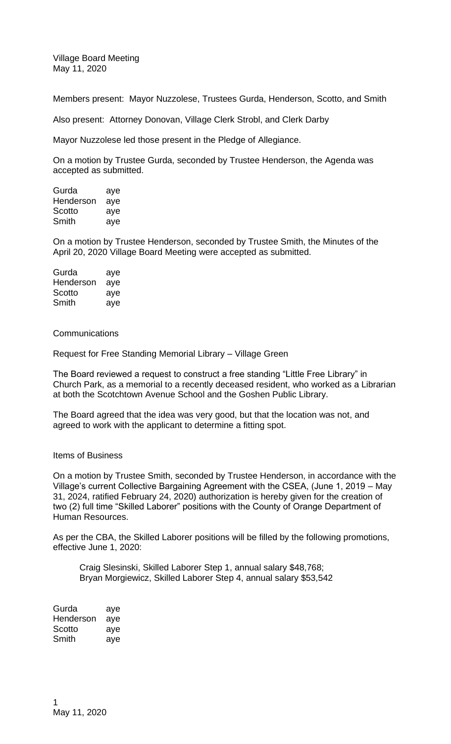Village Board Meeting
May 11, 2020

Members present: Mayor Nuzzolese, Trustees Gurda, Henderson, Scotto, and Smith

Also present: Attorney Donovan, Village Clerk Strobl, and Clerk Darby

Mayor Nuzzolese led those present in the Pledge of Allegiance.

On a motion by Trustee Gurda, seconded by Trustee Henderson, the Agenda was accepted as submitted.

| | |
|---|---|
| Gurda | aye |
| Henderson | aye |
| Scotto | aye |
| Smith | aye |

On a motion by Trustee Henderson, seconded by Trustee Smith, the Minutes of the April 20, 2020 Village Board Meeting were accepted as submitted.

| | |
|---|---|
| Gurda | aye |
| Henderson | aye |
| Scotto | aye |
| Smith | aye |

Communications

Request for Free Standing Memorial Library – Village Green

The Board reviewed a request to construct a free standing "Little Free Library" in Church Park, as a memorial to a recently deceased resident, who worked as a Librarian at both the Scotchtown Avenue School and the Goshen Public Library.

The Board agreed that the idea was very good, but that the location was not, and agreed to work with the applicant to determine a fitting spot.

Items of Business

On a motion by Trustee Smith, seconded by Trustee Henderson, in accordance with the Village's current Collective Bargaining Agreement with the CSEA, (June 1, 2019 – May 31, 2024, ratified February 24, 2020) authorization is hereby given for the creation of two (2) full time "Skilled Laborer" positions with the County of Orange Department of Human Resources.

As per the CBA, the Skilled Laborer positions will be filled by the following promotions, effective June 1, 2020:

Craig Slesinski, Skilled Laborer Step 1, annual salary $48,768;
Bryan Morgiewicz, Skilled Laborer Step 4, annual salary $53,542

| | |
|---|---|
| Gurda | aye |
| Henderson | aye |
| Scotto | aye |
| Smith | aye |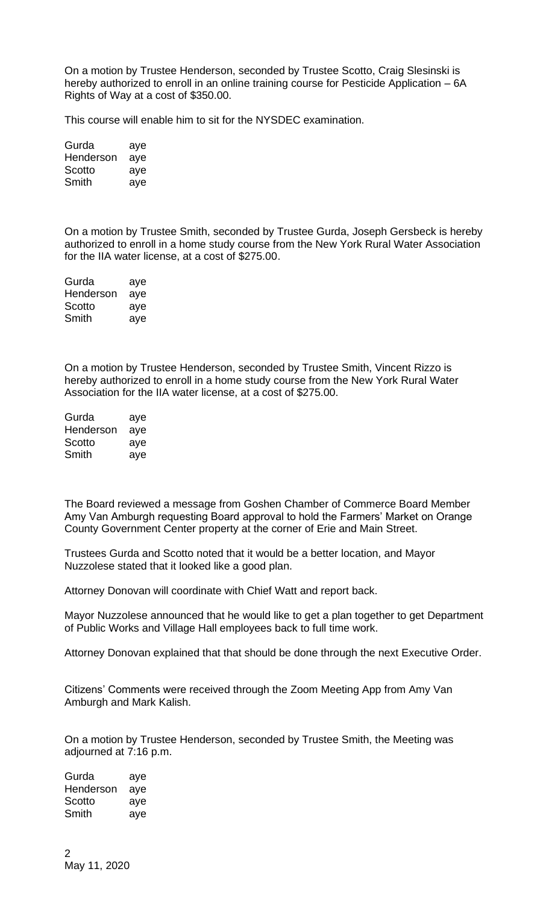On a motion by Trustee Henderson, seconded by Trustee Scotto, Craig Slesinski is hereby authorized to enroll in an online training course for Pesticide Application – 6A Rights of Way at a cost of $350.00.

This course will enable him to sit for the NYSDEC examination.

| | |
|---|---|
| Gurda | aye |
| Henderson | aye |
| Scotto | aye |
| Smith | aye |

On a motion by Trustee Smith, seconded by Trustee Gurda, Joseph Gersbeck is hereby authorized to enroll in a home study course from the New York Rural Water Association for the IIA water license, at a cost of $275.00.

| | |
|---|---|
| Gurda | aye |
| Henderson | aye |
| Scotto | aye |
| Smith | aye |

On a motion by Trustee Henderson, seconded by Trustee Smith, Vincent Rizzo is hereby authorized to enroll in a home study course from the New York Rural Water Association for the IIA water license, at a cost of $275.00.

| | |
|---|---|
| Gurda | aye |
| Henderson | aye |
| Scotto | aye |
| Smith | aye |

The Board reviewed a message from Goshen Chamber of Commerce Board Member Amy Van Amburgh requesting Board approval to hold the Farmers' Market on Orange County Government Center property at the corner of Erie and Main Street.

Trustees Gurda and Scotto noted that it would be a better location, and Mayor Nuzzolese stated that it looked like a good plan.

Attorney Donovan will coordinate with Chief Watt and report back.

Mayor Nuzzolese announced that he would like to get a plan together to get Department of Public Works and Village Hall employees back to full time work.

Attorney Donovan explained that that should be done through the next Executive Order.

Citizens' Comments were received through the Zoom Meeting App from Amy Van Amburgh and Mark Kalish.

On a motion by Trustee Henderson, seconded by Trustee Smith, the Meeting was adjourned at 7:16 p.m.

| | |
|---|---|
| Gurda | aye |
| Henderson | aye |
| Scotto | aye |
| Smith | aye |